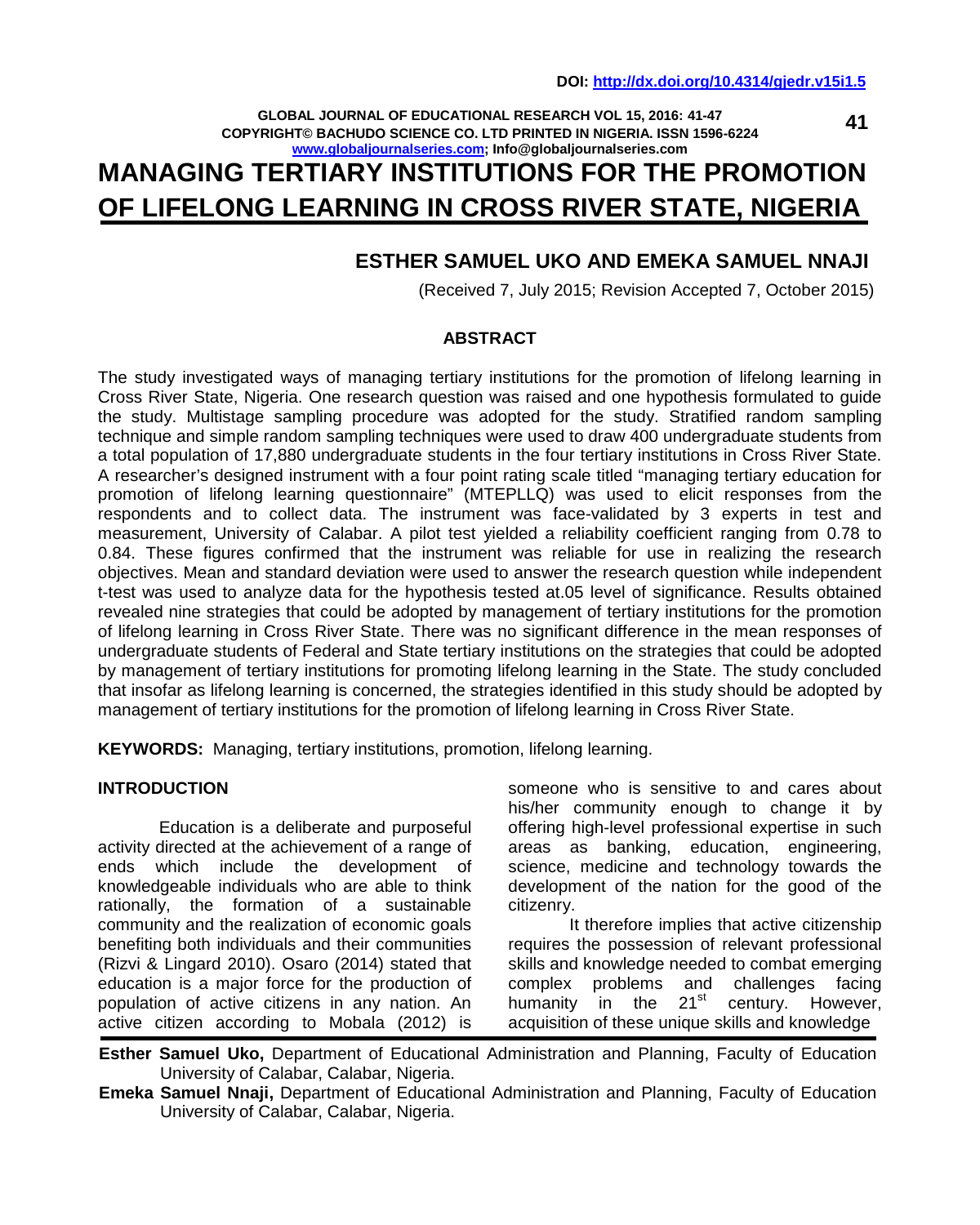# MANAGING TERTIARY INSTITUTIONS FOR THE PROMOTION OF LIFELONG LEARNING IN CROSS RIVER STATE, NIGERIA

**ESTHER SAMUEL UKO AND EMEKA SAMUEL NNAJI**

(Received 7, July 2015; Revision Accepted 7, October 2015)

## ABSTRACT

The study investigated ways of managing tertiary institutions for the promotion of lifelong learning in Cross River State, Nigeria. One research question was raised and one hypothesis formulated to guide the study. Multistage sampling procedure was adopted for the study. Stratified random sampling technique and simple random sampling techniques were used to draw 400 undergraduate students from a total population of 17,880 undergraduate students in the four tertiary institutions in Cross River State. A researcher's designed instrument with a four point rating scale titled "managing tertiary education for promotion of lifelong learning questionnaire" (MTEPLLQ) was used to elicit responses from the respondents and to collect data. The instrument was face-validated by 3 experts in test and measurement, University of Calabar. A pilot test yielded a reliability coefficient ranging from 0.78 to 0.84. These figures confirmed that the instrument was reliable for use in realizing the research objectives. Mean and standard deviation were used to answer the research question while independent t-test was used to analyze data for the hypothesis tested at.05 level of significance. Results obtained revealed nine strategies that could be adopted by management of tertiary institutions for the promotion of lifelong learning in Cross River State. There was no significant difference in the mean responses of undergraduate students of Federal and State tertiary institutions on the strategies that could be adopted by management of tertiary institutions for promoting lifelong learning in the State. The study concluded that insofar as lifelong learning is concerned, the strategies identified in this study should be adopted by management of tertiary institutions for the promotion of lifelong learning in Cross River State.

**KEYWORDS:** Managing, tertiary institutions, promotion, lifelong learning.

## INTRODUCTION

Education is a deliberate and purposeful activity directed at the achievement of a range of ends which include the development of knowledgeable individuals who are able to think rationally, the formation of a sustainable community and the realization of economic goals benefiting both individuals and their communities (Rizvi & Lingard 2010). Osaro (2014) stated that education is a major force for the production of population of active citizens in any nation. An active citizen according to Mobala (2012) is someone who is sensitive to and cares about his/her community enough to change it by offering high-level professional expertise in such areas as banking, education, engineering, science, medicine and technology towards the development of the nation for the good of the citizenry.

It therefore implies that active citizenship requires the possession of relevant professional skills and knowledge needed to combat emerging complex problems and challenges facing humanity in the 21st century. However, acquisition of these unique skills and knowledge

**Esther Samuel Uko,** Department of Educational Administration and Planning, Faculty of Education University of Calabar, Calabar, Nigeria.

**Emeka Samuel Nnaji,** Department of Educational Administration and Planning, Faculty of Education University of Calabar, Calabar, Nigeria.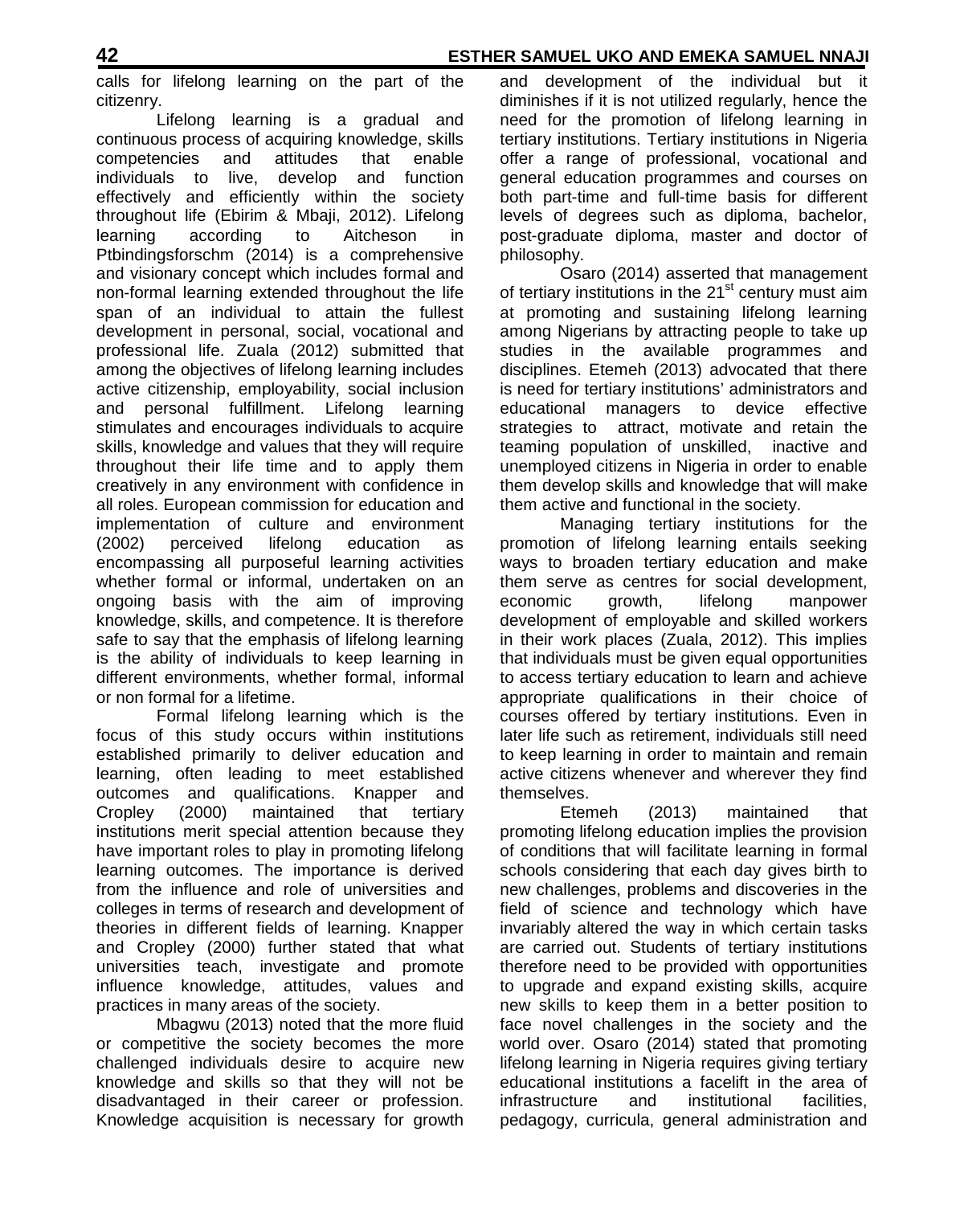calls for lifelong learning on the part of the citizenry.

Lifelong learning is a gradual and continuous process of acquiring knowledge, skills competencies and attitudes that enable individuals to live, develop and function effectively and efficiently within the society throughout life (Ebirim & Mbaji, 2012). Lifelong learning according to Aitcheson in Ptbindingsforschm (2014) is a comprehensive and visionary concept which includes formal and non-formal learning extended throughout the life span of an individual to attain the fullest development in personal, social, vocational and professional life. Zuala (2012) submitted that among the objectives of lifelong learning includes active citizenship, employability, social inclusion and personal fulfillment. Lifelong learning stimulates and encourages individuals to acquire skills, knowledge and values that they will require throughout their life time and to apply them creatively in any environment with confidence in all roles. European commission for education and implementation of culture and environment (2002) perceived lifelong education as encompassing all purposeful learning activities whether formal or informal, undertaken on an ongoing basis with the aim of improving knowledge, skills, and competence. It is therefore safe to say that the emphasis of lifelong learning is the ability of individuals to keep learning in different environments, whether formal, informal or non formal for a lifetime.

Formal lifelong learning which is the focus of this study occurs within institutions established primarily to deliver education and learning, often leading to meet established outcomes and qualifications. Knapper and Cropley (2000) maintained that tertiary institutions merit special attention because they have important roles to play in promoting lifelong learning outcomes. The importance is derived from the influence and role of universities and colleges in terms of research and development of theories in different fields of learning. Knapper and Cropley (2000) further stated that what universities teach, investigate and promote influence knowledge, attitudes, values and practices in many areas of the society.

Mbagwu (2013) noted that the more fluid or competitive the society becomes the more challenged individuals desire to acquire new knowledge and skills so that they will not be disadvantaged in their career or profession. Knowledge acquisition is necessary for growth and development of the individual but it diminishes if it is not utilized regularly, hence the need for the promotion of lifelong learning in tertiary institutions. Tertiary institutions in Nigeria offer a range of professional, vocational and general education programmes and courses on both part-time and full-time basis for different levels of degrees such as diploma, bachelor, post-graduate diploma, master and doctor of philosophy.

Osaro (2014) asserted that management of tertiary institutions in the 21st century must aim at promoting and sustaining lifelong learning among Nigerians by attracting people to take up studies in the available programmes and disciplines. Etemeh (2013) advocated that there is need for tertiary institutions' administrators and educational managers to device effective strategies to attract, motivate and retain the teaming population of unskilled, inactive and unemployed citizens in Nigeria in order to enable them develop skills and knowledge that will make them active and functional in the society.

Managing tertiary institutions for the promotion of lifelong learning entails seeking ways to broaden tertiary education and make them serve as centres for social development, economic growth, lifelong manpower development of employable and skilled workers in their work places (Zuala, 2012). This implies that individuals must be given equal opportunities to access tertiary education to learn and achieve appropriate qualifications in their choice of courses offered by tertiary institutions. Even in later life such as retirement, individuals still need to keep learning in order to maintain and remain active citizens whenever and wherever they find themselves.

Etemeh (2013) maintained that promoting lifelong education implies the provision of conditions that will facilitate learning in formal schools considering that each day gives birth to new challenges, problems and discoveries in the field of science and technology which have invariably altered the way in which certain tasks are carried out. Students of tertiary institutions therefore need to be provided with opportunities to upgrade and expand existing skills, acquire new skills to keep them in a better position to face novel challenges in the society and the world over. Osaro (2014) stated that promoting lifelong learning in Nigeria requires giving tertiary educational institutions a facelift in the area of infrastructure and institutional facilities, pedagogy, curricula, general administration and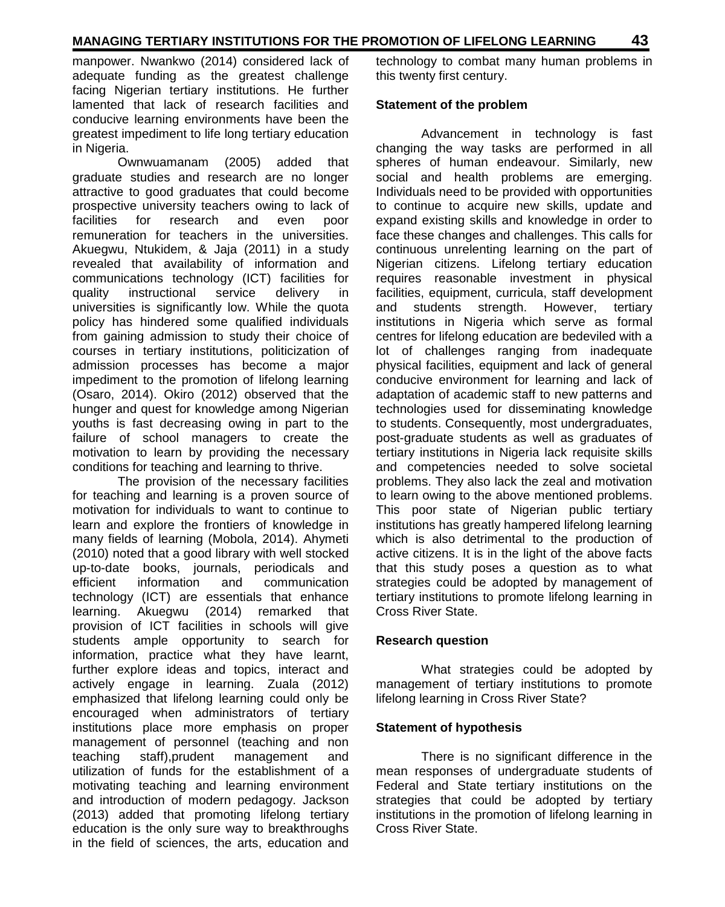manpower. Nwankwo (2014) considered lack of adequate funding as the greatest challenge facing Nigerian tertiary institutions. He further lamented that lack of research facilities and conducive learning environments have been the greatest impediment to life long tertiary education in Nigeria.

Ownwuamanam (2005) added that graduate studies and research are no longer attractive to good graduates that could become prospective university teachers owing to lack of facilities for research and even poor remuneration for teachers in the universities. Akuegwu, Ntukidem, & Jaja (2011) in a study revealed that availability of information and communications technology (ICT) facilities for quality instructional service delivery in universities is significantly low. While the quota policy has hindered some qualified individuals from gaining admission to study their choice of courses in tertiary institutions, politicization of admission processes has become a major impediment to the promotion of lifelong learning (Osaro, 2014). Okiro (2012) observed that the hunger and quest for knowledge among Nigerian youths is fast decreasing owing in part to the failure of school managers to create the motivation to learn by providing the necessary conditions for teaching and learning to thrive.

The provision of the necessary facilities for teaching and learning is a proven source of motivation for individuals to want to continue to learn and explore the frontiers of knowledge in many fields of learning (Mobola, 2014). Ahymeti (2010) noted that a good library with well stocked up-to-date books, journals, periodicals and efficient information and communication technology (ICT) are essentials that enhance learning. Akuegwu (2014) remarked that provision of ICT facilities in schools will give students ample opportunity to search for information, practice what they have learnt, further explore ideas and topics, interact and actively engage in learning. Zuala (2012) emphasized that lifelong learning could only be encouraged when administrators of tertiary institutions place more emphasis on proper management of personnel (teaching and non teaching staff),prudent management and utilization of funds for the establishment of a motivating teaching and learning environment and introduction of modern pedagogy. Jackson (2013) added that promoting lifelong tertiary education is the only sure way to breakthroughs in the field of sciences, the arts, education and technology to combat many human problems in this twenty first century.

### Statement of the problem

Advancement in technology is fast changing the way tasks are performed in all spheres of human endeavour. Similarly, new social and health problems are emerging. Individuals need to be provided with opportunities to continue to acquire new skills, update and expand existing skills and knowledge in order to face these changes and challenges. This calls for continuous unrelenting learning on the part of Nigerian citizens. Lifelong tertiary education requires reasonable investment in physical facilities, equipment, curricula, staff development and students strength. However, tertiary institutions in Nigeria which serve as formal centres for lifelong education are bedeviled with a lot of challenges ranging from inadequate physical facilities, equipment and lack of general conducive environment for learning and lack of adaptation of academic staff to new patterns and technologies used for disseminating knowledge to students. Consequently, most undergraduates, post-graduate students as well as graduates of tertiary institutions in Nigeria lack requisite skills and competencies needed to solve societal problems. They also lack the zeal and motivation to learn owing to the above mentioned problems. This poor state of Nigerian public tertiary institutions has greatly hampered lifelong learning which is also detrimental to the production of active citizens. It is in the light of the above facts that this study poses a question as to what strategies could be adopted by management of tertiary institutions to promote lifelong learning in Cross River State.

### Research question

What strategies could be adopted by management of tertiary institutions to promote lifelong learning in Cross River State?

### Statement of hypothesis

There is no significant difference in the mean responses of undergraduate students of Federal and State tertiary institutions on the strategies that could be adopted by tertiary institutions in the promotion of lifelong learning in Cross River State.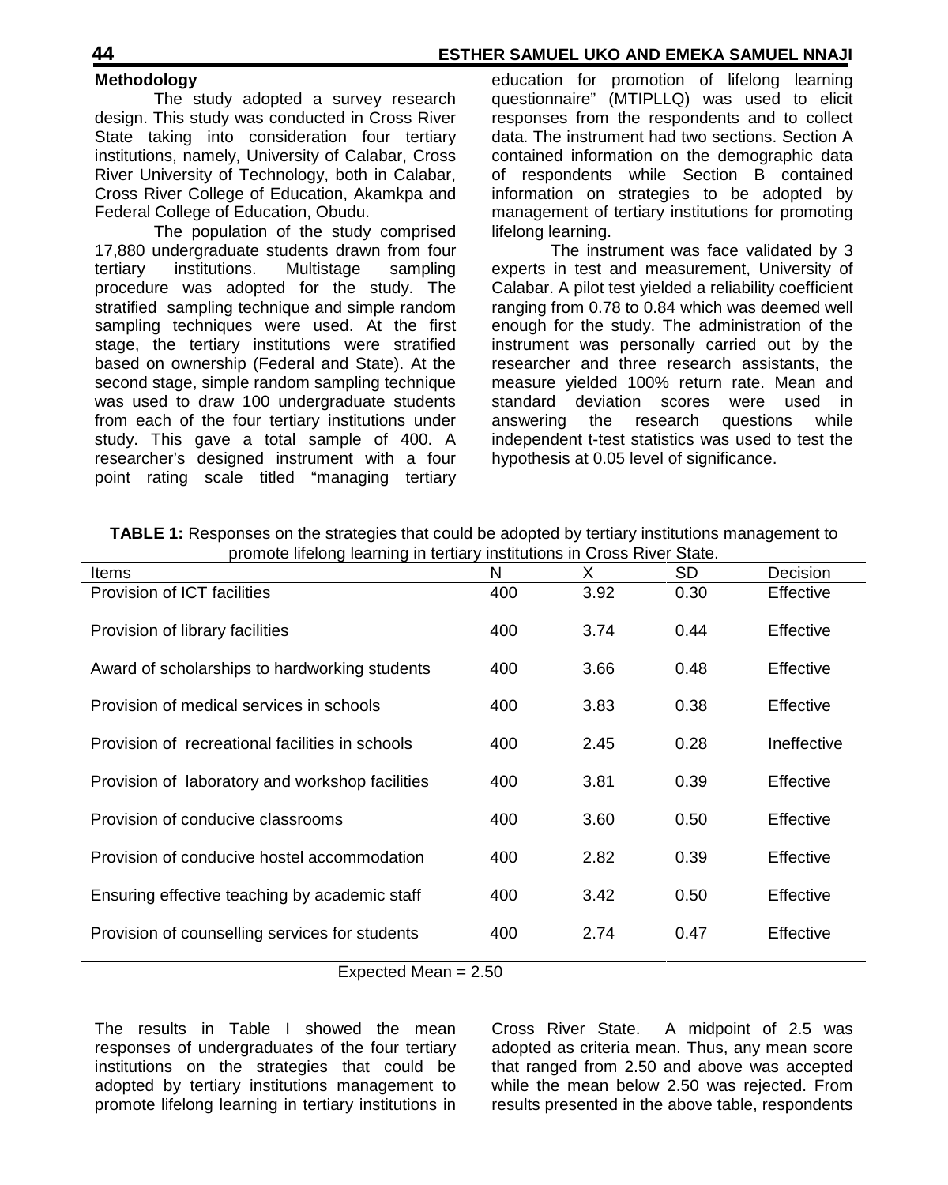## Methodology

The study adopted a survey research design. This study was conducted in Cross River State taking into consideration four tertiary institutions, namely, University of Calabar, Cross River University of Technology, both in Calabar, Cross River College of Education, Akamkpa and Federal College of Education, Obudu.

The population of the study comprised 17,880 undergraduate students drawn from four tertiary institutions. Multistage sampling procedure was adopted for the study. The stratified sampling technique and simple random sampling techniques were used. At the first stage, the tertiary institutions were stratified based on ownership (Federal and State). At the second stage, simple random sampling technique was used to draw 100 undergraduate students from each of the four tertiary institutions under study. This gave a total sample of 400. A researcher's designed instrument with a four point rating scale titled "managing tertiary education for promotion of lifelong learning questionnaire" (MTIPLLQ) was used to elicit responses from the respondents and to collect data. The instrument had two sections. Section A contained information on the demographic data of respondents while Section B contained information on strategies to be adopted by management of tertiary institutions for promoting lifelong learning.

The instrument was face validated by 3 experts in test and measurement, University of Calabar. A pilot test yielded a reliability coefficient ranging from 0.78 to 0.84 which was deemed well enough for the study. The administration of the instrument was personally carried out by the researcher and three research assistants, the measure yielded 100% return rate. Mean and standard deviation scores were used in answering the research questions while independent t-test statistics was used to test the hypothesis at 0.05 level of significance.

**TABLE 1:** Responses on the strategies that could be adopted by tertiary institutions management to promote lifelong learning in tertiary institutions in Cross River State.

| Items | N | X | SD | Decision |
|---|---|---|---|---|
| Provision of ICT facilities | 400 | 3.92 | 0.30 | Effective |
| Provision of library facilities | 400 | 3.74 | 0.44 | Effective |
| Award of scholarships to hardworking students | 400 | 3.66 | 0.48 | Effective |
| Provision of medical services in schools | 400 | 3.83 | 0.38 | Effective |
| Provision of recreational facilities in schools | 400 | 2.45 | 0.28 | Ineffective |
| Provision of laboratory and workshop facilities | 400 | 3.81 | 0.39 | Effective |
| Provision of conducive classrooms | 400 | 3.60 | 0.50 | Effective |
| Provision of conducive hostel accommodation | 400 | 2.82 | 0.39 | Effective |
| Ensuring effective teaching by academic staff | 400 | 3.42 | 0.50 | Effective |
| Provision of counselling services for students | 400 | 2.74 | 0.47 | Effective |

Expected Mean = 2.50

The results in Table I showed the mean responses of undergraduates of the four tertiary institutions on the strategies that could be adopted by tertiary institutions management to promote lifelong learning in tertiary institutions in Cross River State. A midpoint of 2.5 was adopted as criteria mean. Thus, any mean score that ranged from 2.50 and above was accepted while the mean below 2.50 was rejected. From results presented in the above table, respondents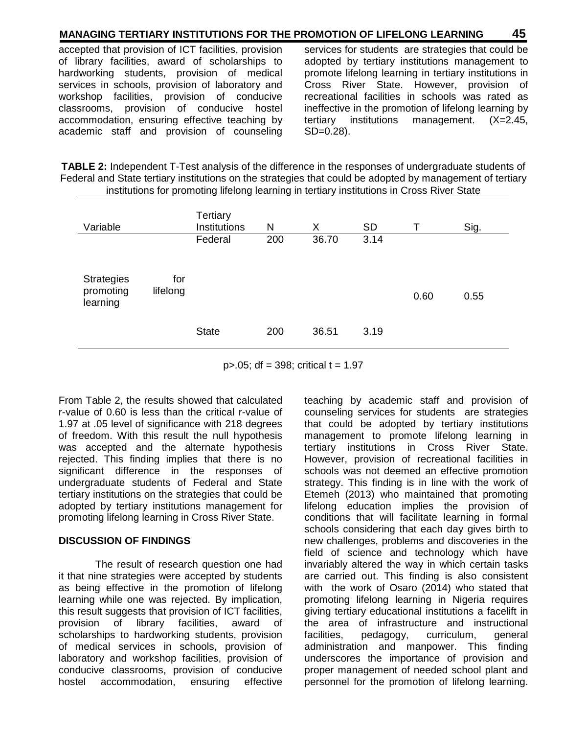accepted that provision of ICT facilities, provision of library facilities, award of scholarships to hardworking students, provision of medical services in schools, provision of laboratory and workshop facilities, provision of conducive classrooms, provision of conducive hostel accommodation, ensuring effective teaching by academic staff and provision of counseling services for students are strategies that could be adopted by tertiary institutions management to promote lifelong learning in tertiary institutions in Cross River State. However, provision of recreational facilities in schools was rated as ineffective in the promotion of lifelong learning by tertiary institutions management. (X=2.45, SD=0.28).

**TABLE 2:** Independent T-Test analysis of the difference in the responses of undergraduate students of Federal and State tertiary institutions on the strategies that could be adopted by management of tertiary institutions for promoting lifelong learning in tertiary institutions in Cross River State

| Variable | Tertiary Institutions | N | X | SD | T | Sig. |
|---|---|---|---|---|---|---|
| Strategies for promoting lifelong learning | Federal | 200 | 36.70 | 3.14 | 0.60 | 0.55 |
| | State | 200 | 36.51 | 3.19 | | |

p>.05; df = 398; critical t = 1.97

From Table 2, the results showed that calculated r-value of 0.60 is less than the critical r-value of 1.97 at .05 level of significance with 218 degrees of freedom. With this result the null hypothesis was accepted and the alternate hypothesis rejected. This finding implies that there is no significant difference in the responses of undergraduate students of Federal and State tertiary institutions on the strategies that could be adopted by tertiary institutions management for promoting lifelong learning in Cross River State.

## DISCUSSION OF FINDINGS

The result of research question one had it that nine strategies were accepted by students as being effective in the promotion of lifelong learning while one was rejected. By implication, this result suggests that provision of ICT facilities, provision of library facilities, award of scholarships to hardworking students, provision of medical services in schools, provision of laboratory and workshop facilities, provision of conducive classrooms, provision of conducive hostel accommodation, ensuring effective teaching by academic staff and provision of counseling services for students are strategies that could be adopted by tertiary institutions management to promote lifelong learning in tertiary institutions in Cross River State. However, provision of recreational facilities in schools was not deemed an effective promotion strategy. This finding is in line with the work of Etemeh (2013) who maintained that promoting lifelong education implies the provision of conditions that will facilitate learning in formal schools considering that each day gives birth to new challenges, problems and discoveries in the field of science and technology which have invariably altered the way in which certain tasks are carried out. This finding is also consistent with the work of Osaro (2014) who stated that promoting lifelong learning in Nigeria requires giving tertiary educational institutions a facelift in the area of infrastructure and instructional facilities, pedagogy, curriculum, general administration and manpower. This finding underscores the importance of provision and proper management of needed school plant and personnel for the promotion of lifelong learning.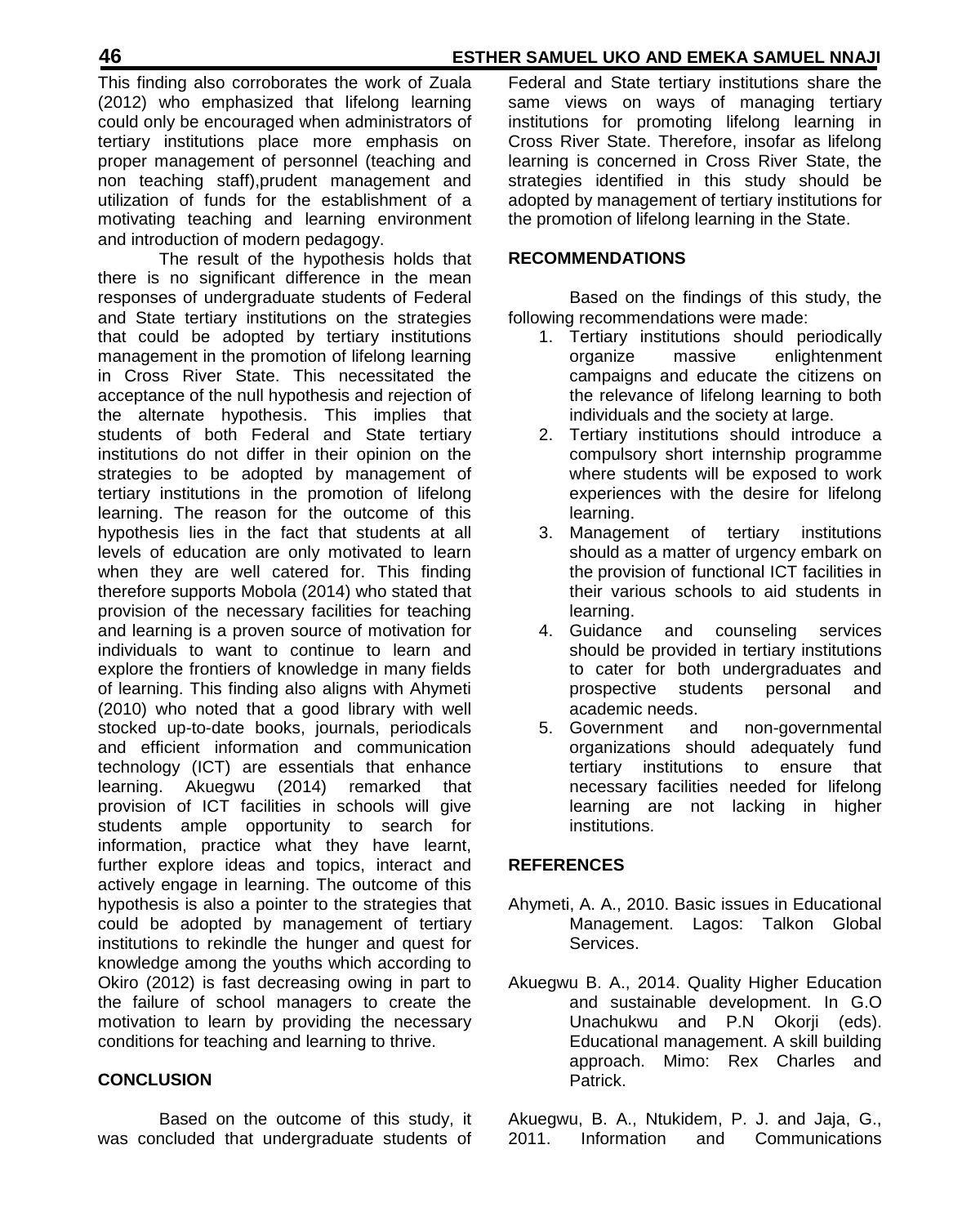This finding also corroborates the work of Zuala (2012) who emphasized that lifelong learning could only be encouraged when administrators of tertiary institutions place more emphasis on proper management of personnel (teaching and non teaching staff),prudent management and utilization of funds for the establishment of a motivating teaching and learning environment and introduction of modern pedagogy.

The result of the hypothesis holds that there is no significant difference in the mean responses of undergraduate students of Federal and State tertiary institutions on the strategies that could be adopted by tertiary institutions management in the promotion of lifelong learning in Cross River State. This necessitated the acceptance of the null hypothesis and rejection of the alternate hypothesis. This implies that students of both Federal and State tertiary institutions do not differ in their opinion on the strategies to be adopted by management of tertiary institutions in the promotion of lifelong learning. The reason for the outcome of this hypothesis lies in the fact that students at all levels of education are only motivated to learn when they are well catered for. This finding therefore supports Mobola (2014) who stated that provision of the necessary facilities for teaching and learning is a proven source of motivation for individuals to want to continue to learn and explore the frontiers of knowledge in many fields of learning. This finding also aligns with Ahymeti (2010) who noted that a good library with well stocked up-to-date books, journals, periodicals and efficient information and communication technology (ICT) are essentials that enhance learning. Akuegwu (2014) remarked that provision of ICT facilities in schools will give students ample opportunity to search for information, practice what they have learnt, further explore ideas and topics, interact and actively engage in learning. The outcome of this hypothesis is also a pointer to the strategies that could be adopted by management of tertiary institutions to rekindle the hunger and quest for knowledge among the youths which according to Okiro (2012) is fast decreasing owing in part to the failure of school managers to create the motivation to learn by providing the necessary conditions for teaching and learning to thrive.

## CONCLUSION

Based on the outcome of this study, it was concluded that undergraduate students of Federal and State tertiary institutions share the same views on ways of managing tertiary institutions for promoting lifelong learning in Cross River State. Therefore, insofar as lifelong learning is concerned in Cross River State, the strategies identified in this study should be adopted by management of tertiary institutions for the promotion of lifelong learning in the State.

## RECOMMENDATIONS

Based on the findings of this study, the following recommendations were made:

1. Tertiary institutions should periodically organize massive enlightenment campaigns and educate the citizens on the relevance of lifelong learning to both individuals and the society at large.
2. Tertiary institutions should introduce a compulsory short internship programme where students will be exposed to work experiences with the desire for lifelong learning.
3. Management of tertiary institutions should as a matter of urgency embark on the provision of functional ICT facilities in their various schools to aid students in learning.
4. Guidance and counseling services should be provided in tertiary institutions to cater for both undergraduates and prospective students personal and academic needs.
5. Government and non-governmental organizations should adequately fund tertiary institutions to ensure that necessary facilities needed for lifelong learning are not lacking in higher institutions.

## REFERENCES

Ahymeti, A. A., 2010. Basic issues in Educational Management. Lagos: Talkon Global Services.

Akuegwu B. A., 2014. Quality Higher Education and sustainable development. In G.O Unachukwu and P.N Okorji (eds). Educational management. A skill building approach. Mimo: Rex Charles and Patrick.

Akuegwu, B. A., Ntukidem, P. J. and Jaja, G., 2011. Information and Communications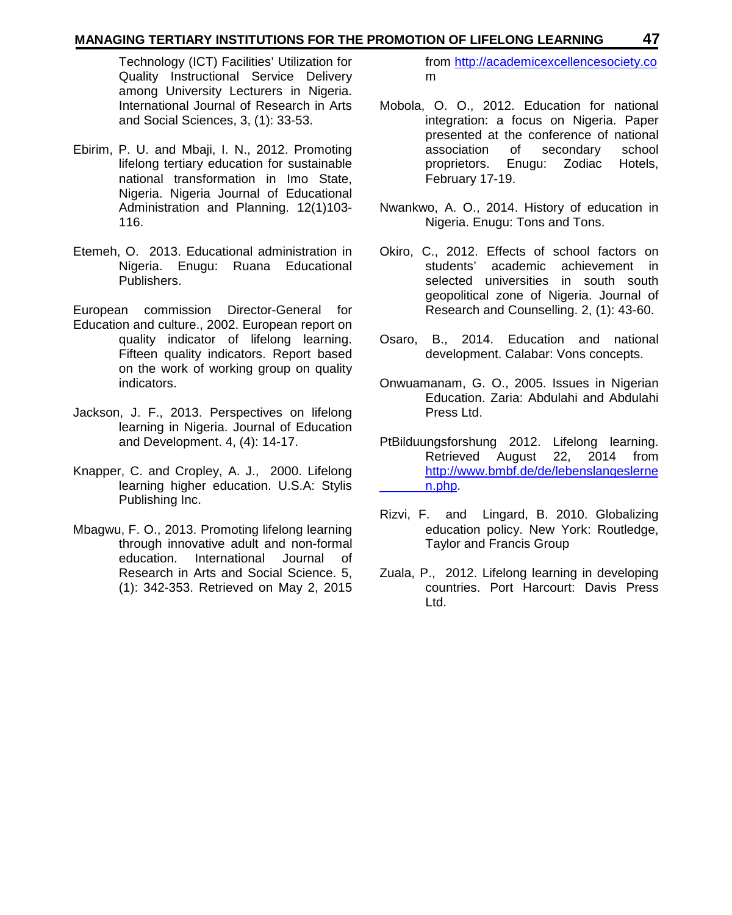Technology (ICT) Facilities' Utilization for Quality Instructional Service Delivery among University Lecturers in Nigeria. International Journal of Research in Arts and Social Sciences, 3, (1): 33-53.

Ebirim, P. U. and Mbaji, I. N., 2012. Promoting lifelong tertiary education for sustainable national transformation in Imo State, Nigeria. Nigeria Journal of Educational Administration and Planning. 12(1)103-116.

Etemeh, O. 2013. Educational administration in Nigeria. Enugu: Ruana Educational Publishers.

European commission Director-General for Education and culture., 2002. European report on quality indicator of lifelong learning. Fifteen quality indicators. Report based on the work of working group on quality indicators.

Jackson, J. F., 2013. Perspectives on lifelong learning in Nigeria. Journal of Education and Development. 4, (4): 14-17.

Knapper, C. and Cropley, A. J., 2000. Lifelong learning higher education. U.S.A: Stylis Publishing Inc.

Mbagwu, F. O., 2013. Promoting lifelong learning through innovative adult and non-formal education. International Journal of Research in Arts and Social Science. 5, (1): 342-353. Retrieved on May 2, 2015 from http://academicexcellencesociety.com

Mobola, O. O., 2012. Education for national integration: a focus on Nigeria. Paper presented at the conference of national association of secondary school proprietors. Enugu: Zodiac Hotels, February 17-19.

Nwankwo, A. O., 2014. History of education in Nigeria. Enugu: Tons and Tons.

Okiro, C., 2012. Effects of school factors on students' academic achievement in selected universities in south south geopolitical zone of Nigeria. Journal of Research and Counselling. 2, (1): 43-60.

Osaro, B., 2014. Education and national development. Calabar: Vons concepts.

Onwuamanam, G. O., 2005. Issues in Nigerian Education. Zaria: Abdulahi and Abdulahi Press Ltd.

PtBilduungsforshung 2012. Lifelong learning. Retrieved August 22, 2014 from http://www.bmbf.de/de/lebenslangeslernen.php.

Rizvi, F. and Lingard, B. 2010. Globalizing education policy. New York: Routledge, Taylor and Francis Group

Zuala, P., 2012. Lifelong learning in developing countries. Port Harcourt: Davis Press Ltd.